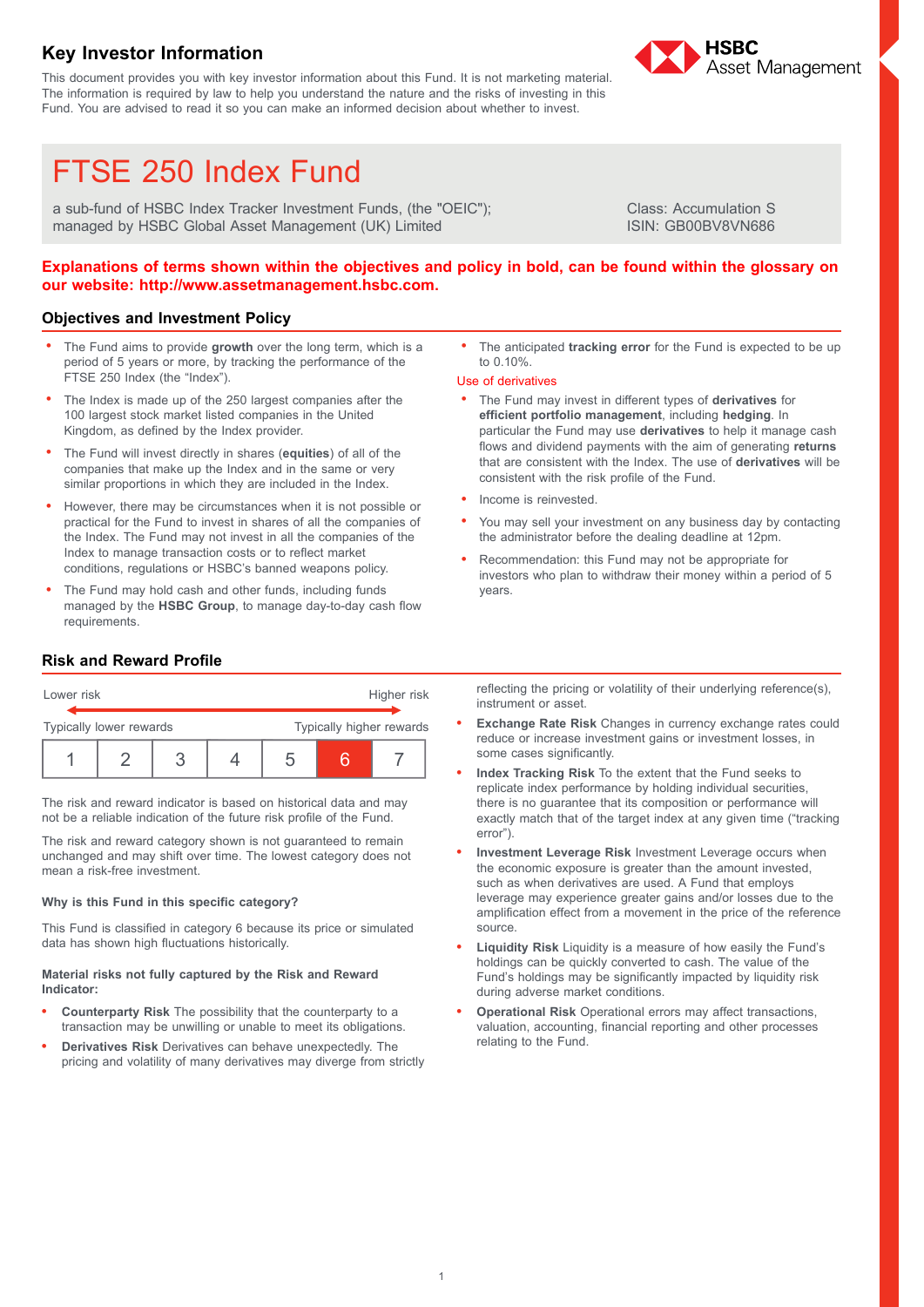# Key Investor Information

This document provides you with key investor information about this Fund. It is not marketing material. The information is required by law to help you understand the nature and the risks of investing in this Fund. You are advised to read it so you can make an informed decision about whether to invest.

HSBC Asset Management

# FTSE 250 Index Fund

a sub-fund of HSBC Index Tracker Investment Funds, (the "OEIC"); managed by HSBC Global Asset Management (UK) Limited

Class: Accumulation S
ISIN: GB00BV8VN686

**Explanations of terms shown within the objectives and policy in bold, can be found within the glossary on our website: http://www.assetmanagement.hsbc.com.**

## Objectives and Investment Policy

- The Fund aims to provide **growth** over the long term, which is a period of 5 years or more, by tracking the performance of the FTSE 250 Index (the "Index").
- The Index is made up of the 250 largest companies after the 100 largest stock market listed companies in the United Kingdom, as defined by the Index provider.
- The Fund will invest directly in shares (**equities**) of all of the companies that make up the Index and in the same or very similar proportions in which they are included in the Index.
- However, there may be circumstances when it is not possible or practical for the Fund to invest in shares of all the companies of the Index. The Fund may not invest in all the companies of the Index to manage transaction costs or to reflect market conditions, regulations or HSBC's banned weapons policy.
- The Fund may hold cash and other funds, including funds managed by the **HSBC Group**, to manage day-to-day cash flow requirements.
- The anticipated **tracking error** for the Fund is expected to be up to 0.10%.

Use of derivatives

- The Fund may invest in different types of **derivatives** for **efficient portfolio management**, including **hedging**. In particular the Fund may use **derivatives** to help it manage cash flows and dividend payments with the aim of generating **returns** that are consistent with the Index. The use of **derivatives** will be consistent with the risk profile of the Fund.
- Income is reinvested.
- You may sell your investment on any business day by contacting the administrator before the dealing deadline at 12pm.
- Recommendation: this Fund may not be appropriate for investors who plan to withdraw their money within a period of 5 years.

## Risk and Reward Profile

Lower risk — Higher risk

Typically lower rewards — Typically higher rewards

| 1 | 2 | 3 | 4 | 5 | **6** | 7 |
|---|---|---|---|---|---|---|

The risk and reward indicator is based on historical data and may not be a reliable indication of the future risk profile of the Fund.

The risk and reward category shown is not guaranteed to remain unchanged and may shift over time. The lowest category does not mean a risk-free investment.

**Why is this Fund in this specific category?**

This Fund is classified in category 6 because its price or simulated data has shown high fluctuations historically.

**Material risks not fully captured by the Risk and Reward Indicator:**

- **Counterparty Risk** The possibility that the counterparty to a transaction may be unwilling or unable to meet its obligations.
- **Derivatives Risk** Derivatives can behave unexpectedly. The pricing and volatility of many derivatives may diverge from strictly reflecting the pricing or volatility of their underlying reference(s), instrument or asset.
- **Exchange Rate Risk** Changes in currency exchange rates could reduce or increase investment gains or investment losses, in some cases significantly.
- **Index Tracking Risk** To the extent that the Fund seeks to replicate index performance by holding individual securities, there is no guarantee that its composition or performance will exactly match that of the target index at any given time ("tracking error").
- **Investment Leverage Risk** Investment Leverage occurs when the economic exposure is greater than the amount invested, such as when derivatives are used. A Fund that employs leverage may experience greater gains and/or losses due to the amplification effect from a movement in the price of the reference source.
- **Liquidity Risk** Liquidity is a measure of how easily the Fund's holdings can be quickly converted to cash. The value of the Fund's holdings may be significantly impacted by liquidity risk during adverse market conditions.
- **Operational Risk** Operational errors may affect transactions, valuation, accounting, financial reporting and other processes relating to the Fund.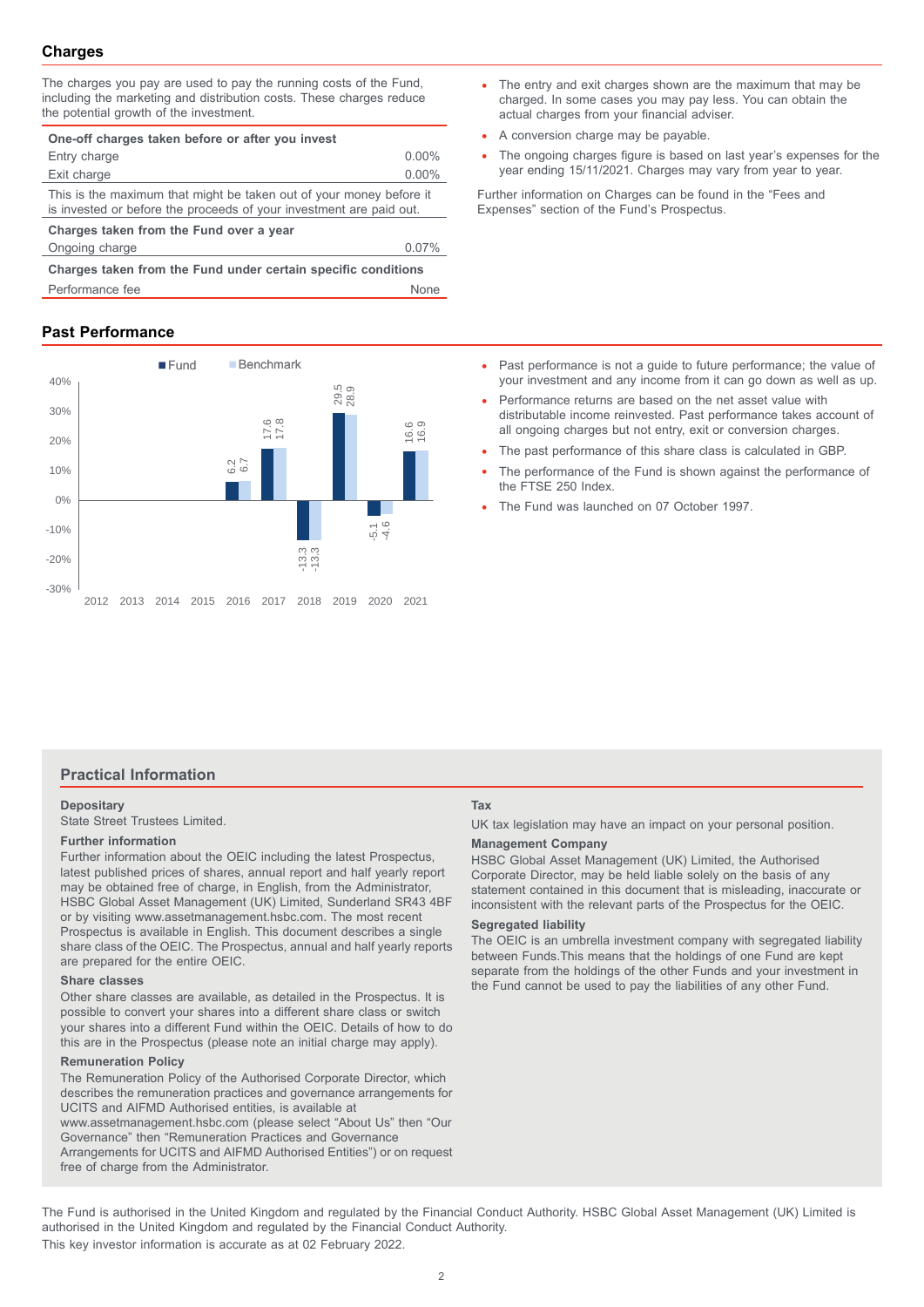## Charges

The charges you pay are used to pay the running costs of the Fund, including the marketing and distribution costs. These charges reduce the potential growth of the investment.

| | |
|---|---|
| **One-off charges taken before or after you invest** | |
| Entry charge | 0.00% |
| Exit charge | 0.00% |
| This is the maximum that might be taken out of your money before it is invested or before the proceeds of your investment are paid out. | |
| **Charges taken from the Fund over a year** | |
| Ongoing charge | 0.07% |
| **Charges taken from the Fund under certain specific conditions** | |
| Performance fee | None |

- The entry and exit charges shown are the maximum that may be charged. In some cases you may pay less. You can obtain the actual charges from your financial adviser.
- A conversion charge may be payable.
- The ongoing charges figure is based on last year's expenses for the year ending 15/11/2021. Charges may vary from year to year.

Further information on Charges can be found in the "Fees and Expenses" section of the Fund's Prospectus.

## Past Performance

Fund
Benchmark

40%
30%
20%
10%
0%
-10%
-20%
-30%

2012 2013 2014 2015 2016 2017 2018 2019 2020 2021

6.2 6.7
17.6 17.8
-13.3 -13.3
29.5 28.9
-5.1 -4.6
16.6 16.9

- Past performance is not a guide to future performance; the value of your investment and any income from it can go down as well as up.
- Performance returns are based on the net asset value with distributable income reinvested. Past performance takes account of all ongoing charges but not entry, exit or conversion charges.
- The past performance of this share class is calculated in GBP.
- The performance of the Fund is shown against the performance of the FTSE 250 Index.
- The Fund was launched on 07 October 1997.

## Practical Information

**Depositary**
State Street Trustees Limited.

**Further information**
Further information about the OEIC including the latest Prospectus, latest published prices of shares, annual report and half yearly report may be obtained free of charge, in English, from the Administrator, HSBC Global Asset Management (UK) Limited, Sunderland SR43 4BF or by visiting www.assetmanagement.hsbc.com. The most recent Prospectus is available in English. This document describes a single share class of the OEIC. The Prospectus, annual and half yearly reports are prepared for the entire OEIC.

**Share classes**
Other share classes are available, as detailed in the Prospectus. It is possible to convert your shares into a different share class or switch your shares into a different Fund within the OEIC. Details of how to do this are in the Prospectus (please note an initial charge may apply).

**Remuneration Policy**
The Remuneration Policy of the Authorised Corporate Director, which describes the remuneration practices and governance arrangements for UCITS and AIFMD Authorised entities, is available at www.assetmanagement.hsbc.com (please select "About Us" then "Our Governance" then "Remuneration Practices and Governance Arrangements for UCITS and AIFMD Authorised Entities") or on request free of charge from the Administrator.

**Tax**
UK tax legislation may have an impact on your personal position.

**Management Company**
HSBC Global Asset Management (UK) Limited, the Authorised Corporate Director, may be held liable solely on the basis of any statement contained in this document that is misleading, inaccurate or inconsistent with the relevant parts of the Prospectus for the OEIC.

**Segregated liability**
The OEIC is an umbrella investment company with segregated liability between Funds.This means that the holdings of one Fund are kept separate from the holdings of the other Funds and your investment in the Fund cannot be used to pay the liabilities of any other Fund.

The Fund is authorised in the United Kingdom and regulated by the Financial Conduct Authority. HSBC Global Asset Management (UK) Limited is authorised in the United Kingdom and regulated by the Financial Conduct Authority.
This key investor information is accurate as at 02 February 2022.